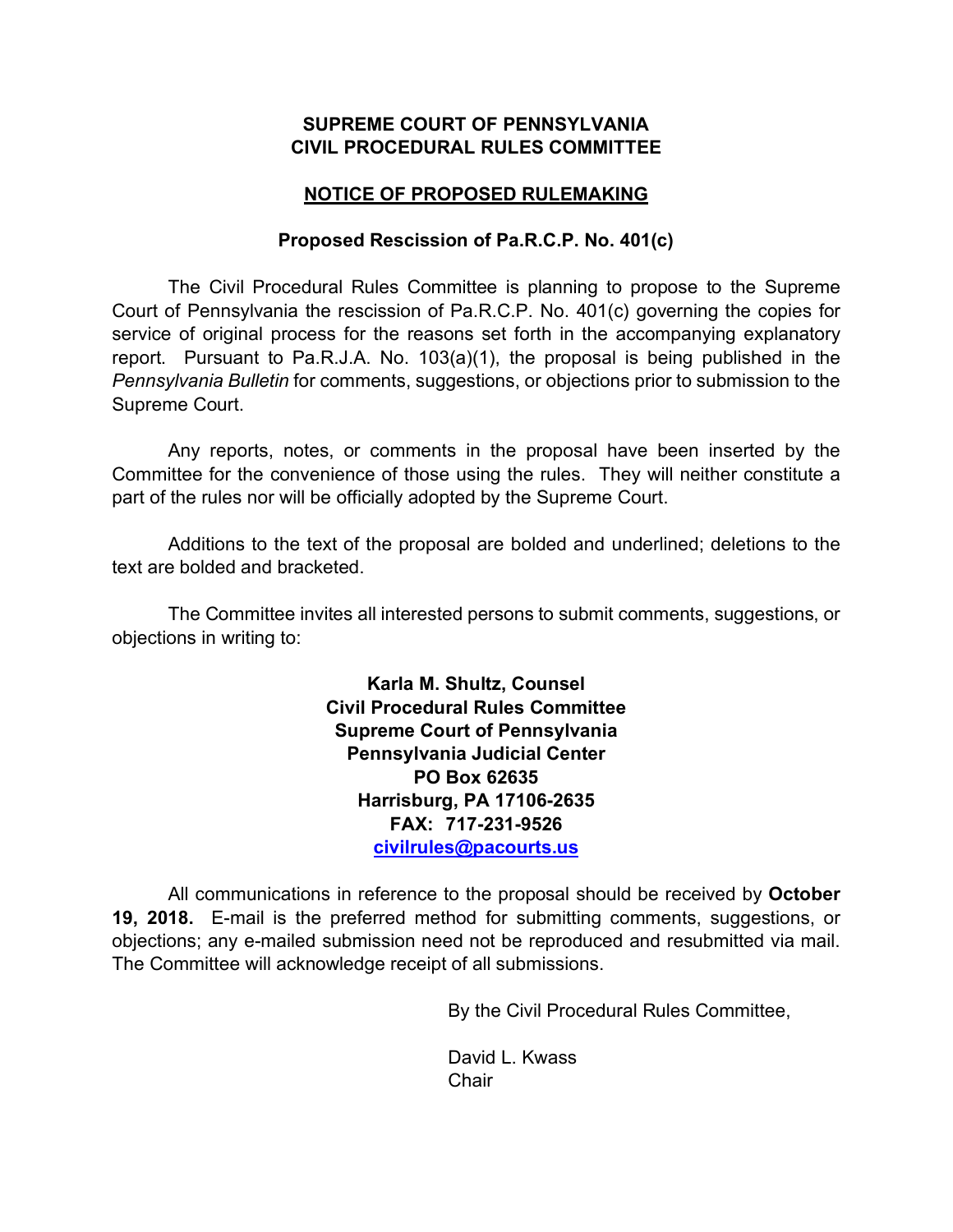**SUPREME COURT OF PENNSYLVANIA**
**CIVIL PROCEDURAL RULES COMMITTEE**

## NOTICE OF PROPOSED RULEMAKING

### Proposed Rescission of Pa.R.C.P. No. 401(c)

The Civil Procedural Rules Committee is planning to propose to the Supreme Court of Pennsylvania the rescission of Pa.R.C.P. No. 401(c) governing the copies for service of original process for the reasons set forth in the accompanying explanatory report. Pursuant to Pa.R.J.A. No. 103(a)(1), the proposal is being published in the *Pennsylvania Bulletin* for comments, suggestions, or objections prior to submission to the Supreme Court.

Any reports, notes, or comments in the proposal have been inserted by the Committee for the convenience of those using the rules. They will neither constitute a part of the rules nor will be officially adopted by the Supreme Court.

Additions to the text of the proposal are bolded and underlined; deletions to the text are bolded and bracketed.

The Committee invites all interested persons to submit comments, suggestions, or objections in writing to:

**Karla M. Shultz, Counsel**
**Civil Procedural Rules Committee**
**Supreme Court of Pennsylvania**
**Pennsylvania Judicial Center**
**PO Box 62635**
**Harrisburg, PA 17106-2635**
**FAX: 717-231-9526**
**civilrules@pacourts.us**

All communications in reference to the proposal should be received by **October 19, 2018.** E-mail is the preferred method for submitting comments, suggestions, or objections; any e-mailed submission need not be reproduced and resubmitted via mail. The Committee will acknowledge receipt of all submissions.

By the Civil Procedural Rules Committee,

David L. Kwass
Chair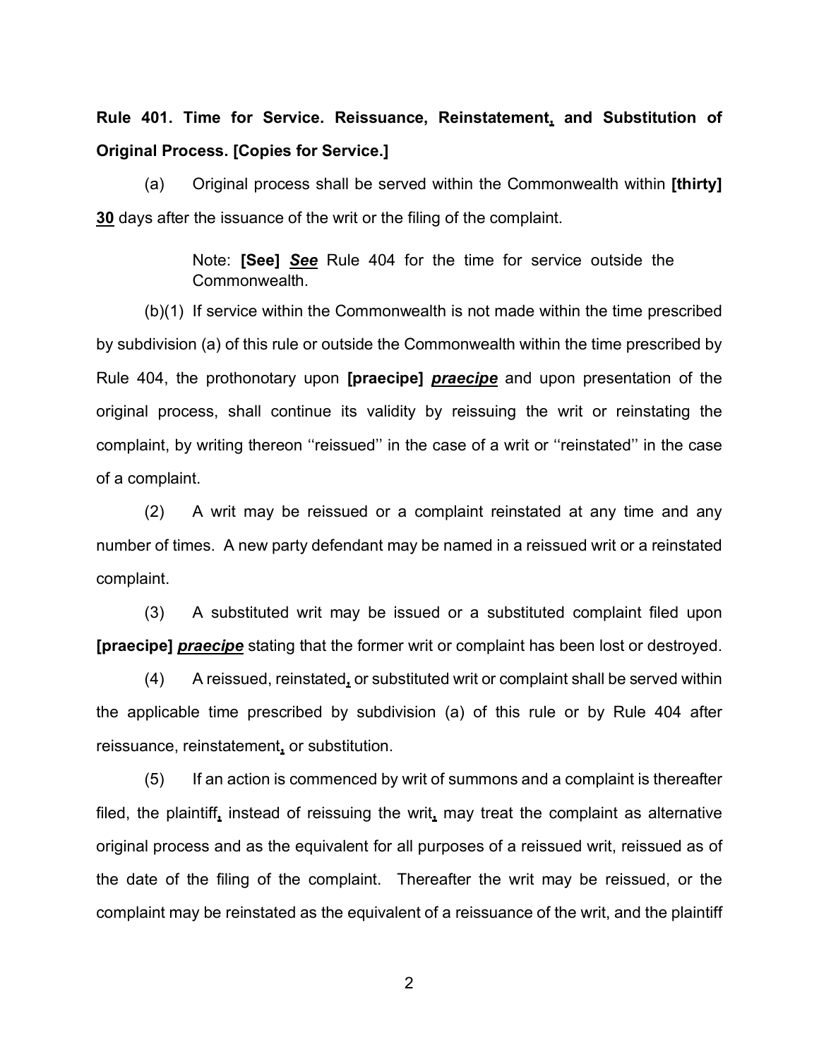**Rule 401. Time for Service. Reissuance, Reinstatement, and Substitution of Original Process. [Copies for Service.]**

(a) Original process shall be served within the Commonwealth within **[thirty]** **30** days after the issuance of the writ or the filing of the complaint.

> Note: **[See]** ***See*** Rule 404 for the time for service outside the Commonwealth.

(b)(1) If service within the Commonwealth is not made within the time prescribed by subdivision (a) of this rule or outside the Commonwealth within the time prescribed by Rule 404, the prothonotary upon **[praecipe]** ***praecipe*** and upon presentation of the original process, shall continue its validity by reissuing the writ or reinstating the complaint, by writing thereon ''reissued'' in the case of a writ or ''reinstated'' in the case of a complaint.

(2) A writ may be reissued or a complaint reinstated at any time and any number of times. A new party defendant may be named in a reissued writ or a reinstated complaint.

(3) A substituted writ may be issued or a substituted complaint filed upon **[praecipe]** ***praecipe*** stating that the former writ or complaint has been lost or destroyed.

(4) A reissued, reinstated, or substituted writ or complaint shall be served within the applicable time prescribed by subdivision (a) of this rule or by Rule 404 after reissuance, reinstatement, or substitution.

(5) If an action is commenced by writ of summons and a complaint is thereafter filed, the plaintiff, instead of reissuing the writ, may treat the complaint as alternative original process and as the equivalent for all purposes of a reissued writ, reissued as of the date of the filing of the complaint. Thereafter the writ may be reissued, or the complaint may be reinstated as the equivalent of a reissuance of the writ, and the plaintiff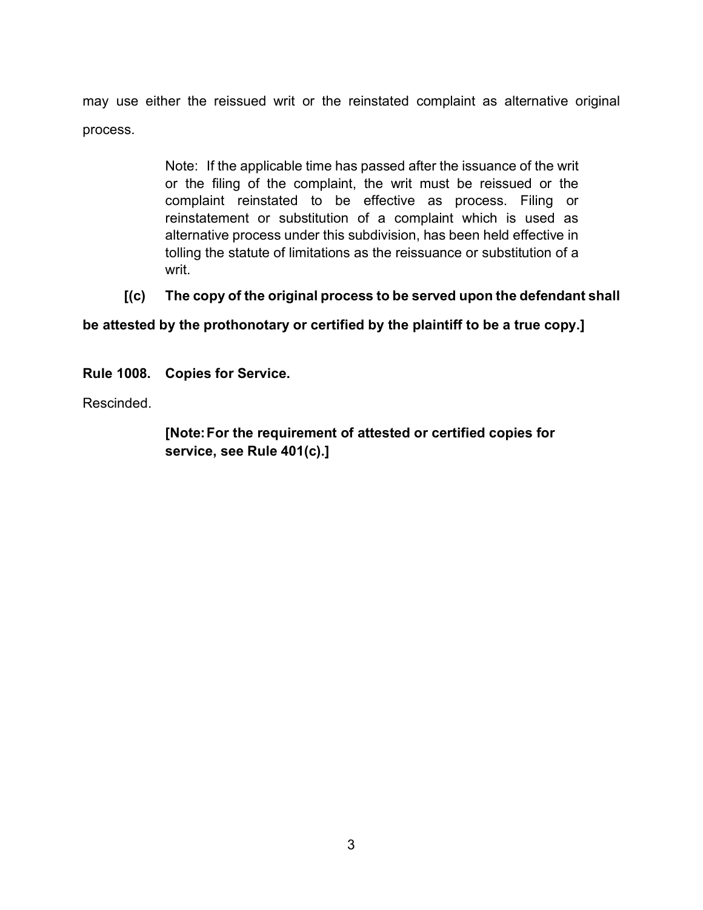may use either the reissued writ or the reinstated complaint as alternative original process.

> Note: If the applicable time has passed after the issuance of the writ or the filing of the complaint, the writ must be reissued or the complaint reinstated to be effective as process. Filing or reinstatement or substitution of a complaint which is used as alternative process under this subdivision, has been held effective in tolling the statute of limitations as the reissuance or substitution of a writ.

**[(c) The copy of the original process to be served upon the defendant shall be attested by the prothonotary or certified by the plaintiff to be a true copy.]**

**Rule 1008. Copies for Service.**

Rescinded.

> **[Note: For the requirement of attested or certified copies for service, see Rule 401(c).]**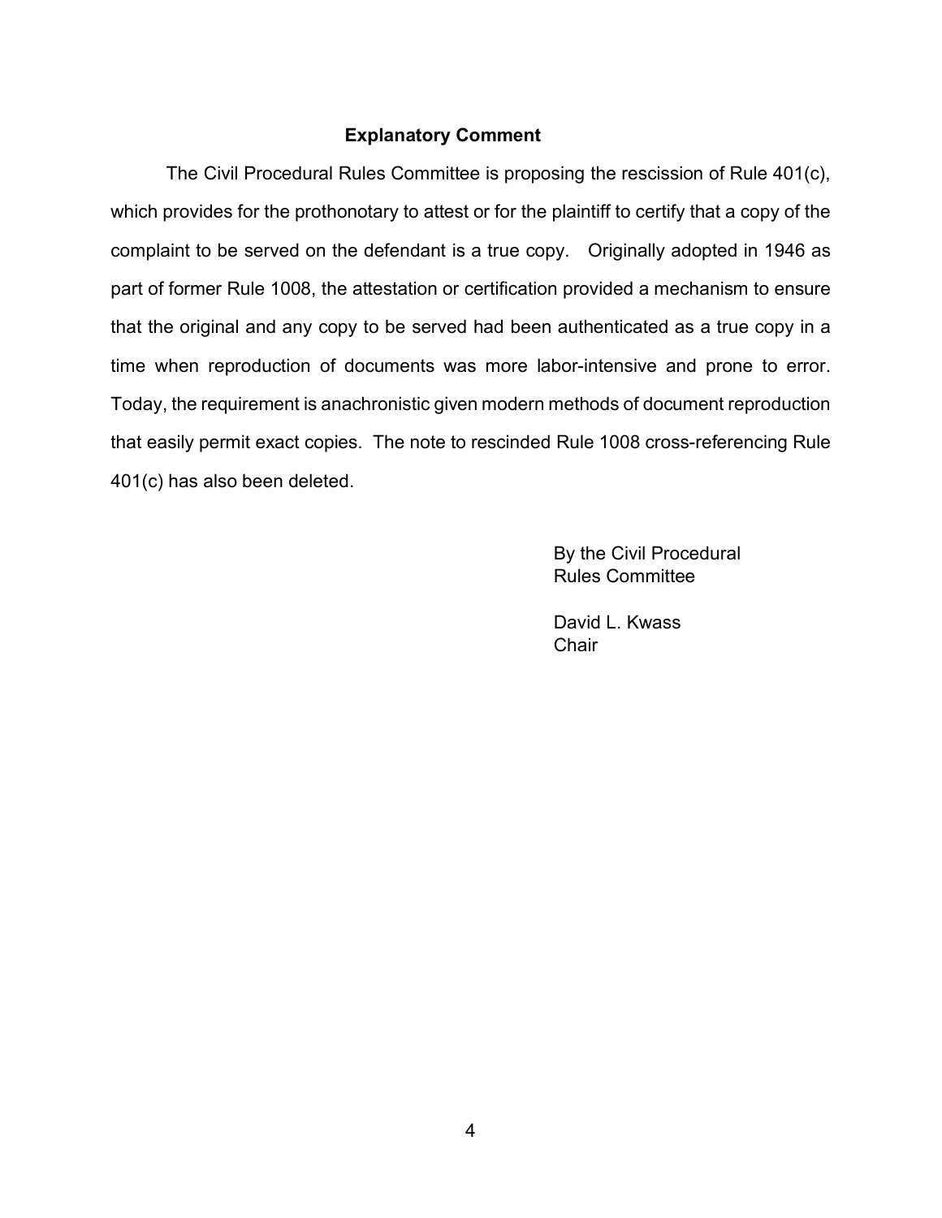## Explanatory Comment

The Civil Procedural Rules Committee is proposing the rescission of Rule 401(c), which provides for the prothonotary to attest or for the plaintiff to certify that a copy of the complaint to be served on the defendant is a true copy. Originally adopted in 1946 as part of former Rule 1008, the attestation or certification provided a mechanism to ensure that the original and any copy to be served had been authenticated as a true copy in a time when reproduction of documents was more labor-intensive and prone to error. Today, the requirement is anachronistic given modern methods of document reproduction that easily permit exact copies. The note to rescinded Rule 1008 cross-referencing Rule 401(c) has also been deleted.

By the Civil Procedural
Rules Committee

David L. Kwass
Chair